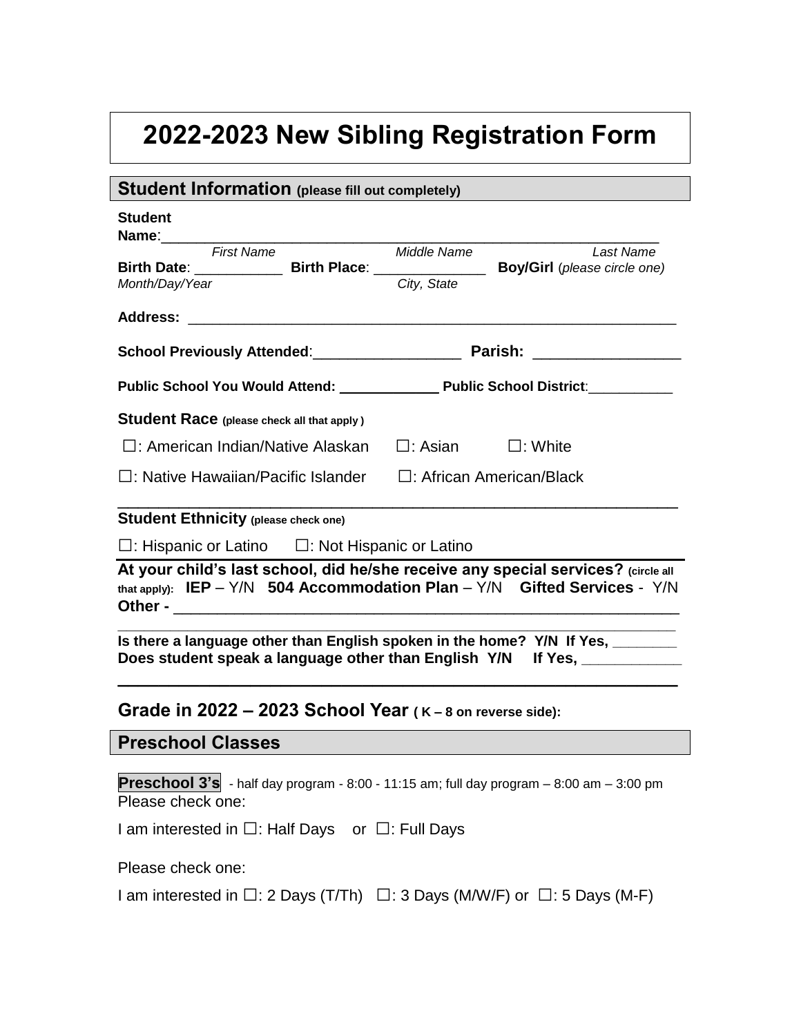# 2022-2023 New Sibling Registration Form

## Student Information (please fill out completely)

**Student Name**:____________________________________________________________

*First Name* *Middle Name* *Last Name*

**Birth Date**: ___________ **Birth Place**: ______________ **Boy/Girl** (*please circle one*)

*Month/Day/Year* *City, State*

**Address:** ____________________________________________________________

**School Previously Attended**:__________________ **Parish:** _________________

**Public School You Would Attend:** _____________ **Public School District**:___________

**Student Race (please check all that apply )**

☐: American Indian/Native Alaskan ☐: Asian ☐: White

☐: Native Hawaiian/Pacific Islander ☐: African American/Black

**Student Ethnicity (please check one)**

☐: Hispanic or Latino ☐: Not Hispanic or Latino

**At your child's last school, did he/she receive any special services? (circle all that apply): IEP** – Y/N **504 Accommodation Plan** – Y/N **Gifted Services** - Y/N

**Other -** ____________________________________________________________

**Is there a language other than English spoken in the home? Y/N If Yes,** ________

**Does student speak a language other than English Y/N If Yes,** ____________

### Grade in 2022 – 2023 School Year ( K – 8 on reverse side):

## Preschool Classes

**Preschool 3's** - half day program - 8:00 - 11:15 am; full day program – 8:00 am – 3:00 pm

Please check one:

I am interested in ☐: Half Days or ☐: Full Days

Please check one:

I am interested in ☐: 2 Days (T/Th) ☐: 3 Days (M/W/F) or ☐: 5 Days (M-F)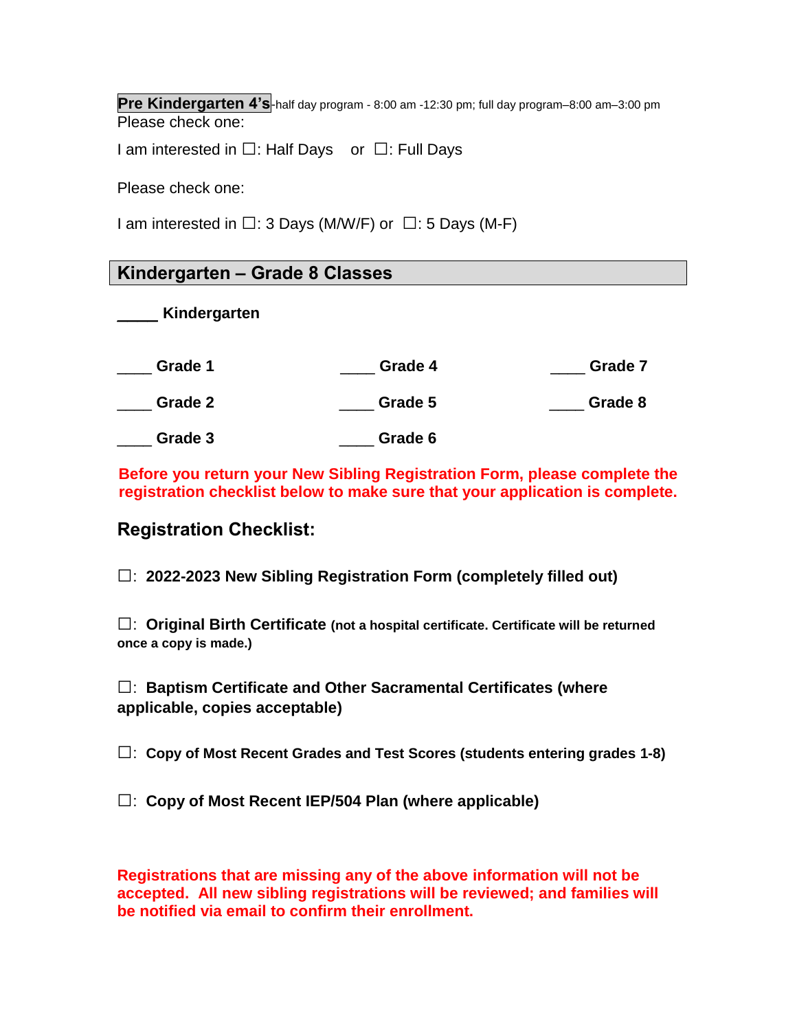**Pre Kindergarten 4's**-half day program - 8:00 am -12:30 pm; full day program–8:00 am–3:00 pm
Please check one:

I am interested in ☐: Half Days or ☐: Full Days

Please check one:

I am interested in ☐: 3 Days (M/W/F) or ☐: 5 Days (M-F)

## Kindergarten – Grade 8 Classes

**_____ Kindergarten**

**____ Grade 1**

**____ Grade 2**

**____ Grade 3**

**____ Grade 4**

**____ Grade 5**

**____ Grade 6**

**____ Grade 7**

**____ Grade 8**

**Before you return your New Sibling Registration Form, please complete the registration checklist below to make sure that your application is complete.**

## Registration Checklist:

☐: **2022-2023 New Sibling Registration Form (completely filled out)**

☐: **Original Birth Certificate (not a hospital certificate. Certificate will be returned once a copy is made.)**

☐: **Baptism Certificate and Other Sacramental Certificates (where applicable, copies acceptable)**

☐: **Copy of Most Recent Grades and Test Scores (students entering grades 1-8)**

☐: **Copy of Most Recent IEP/504 Plan (where applicable)**

**Registrations that are missing any of the above information will not be accepted. All new sibling registrations will be reviewed; and families will be notified via email to confirm their enrollment.**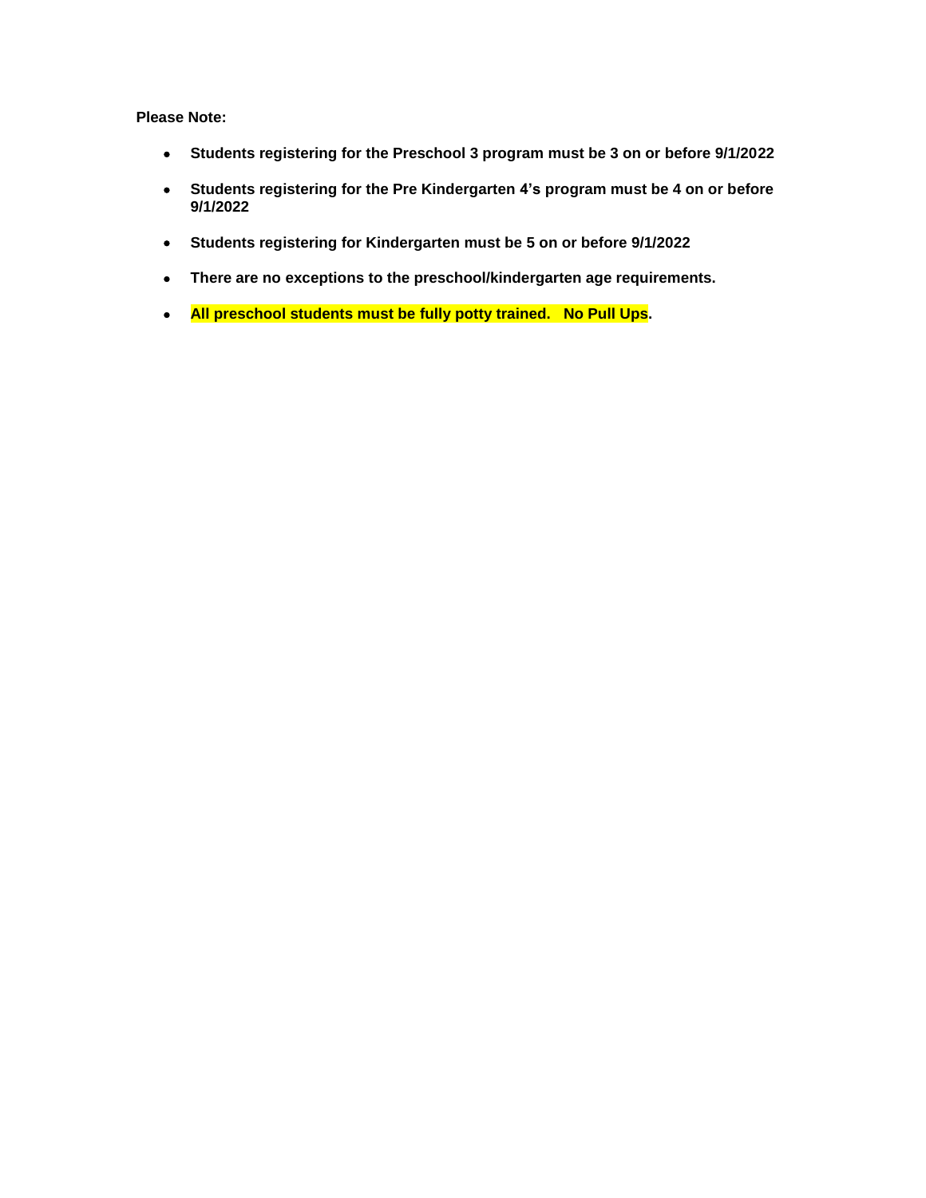**Please Note:**

- **Students registering for the Preschool 3 program must be 3 on or before 9/1/2022**
- **Students registering for the Pre Kindergarten 4's program must be 4 on or before 9/1/2022**
- **Students registering for Kindergarten must be 5 on or before 9/1/2022**
- **There are no exceptions to the preschool/kindergarten age requirements.**
- **All preschool students must be fully potty trained. No Pull Ups.**